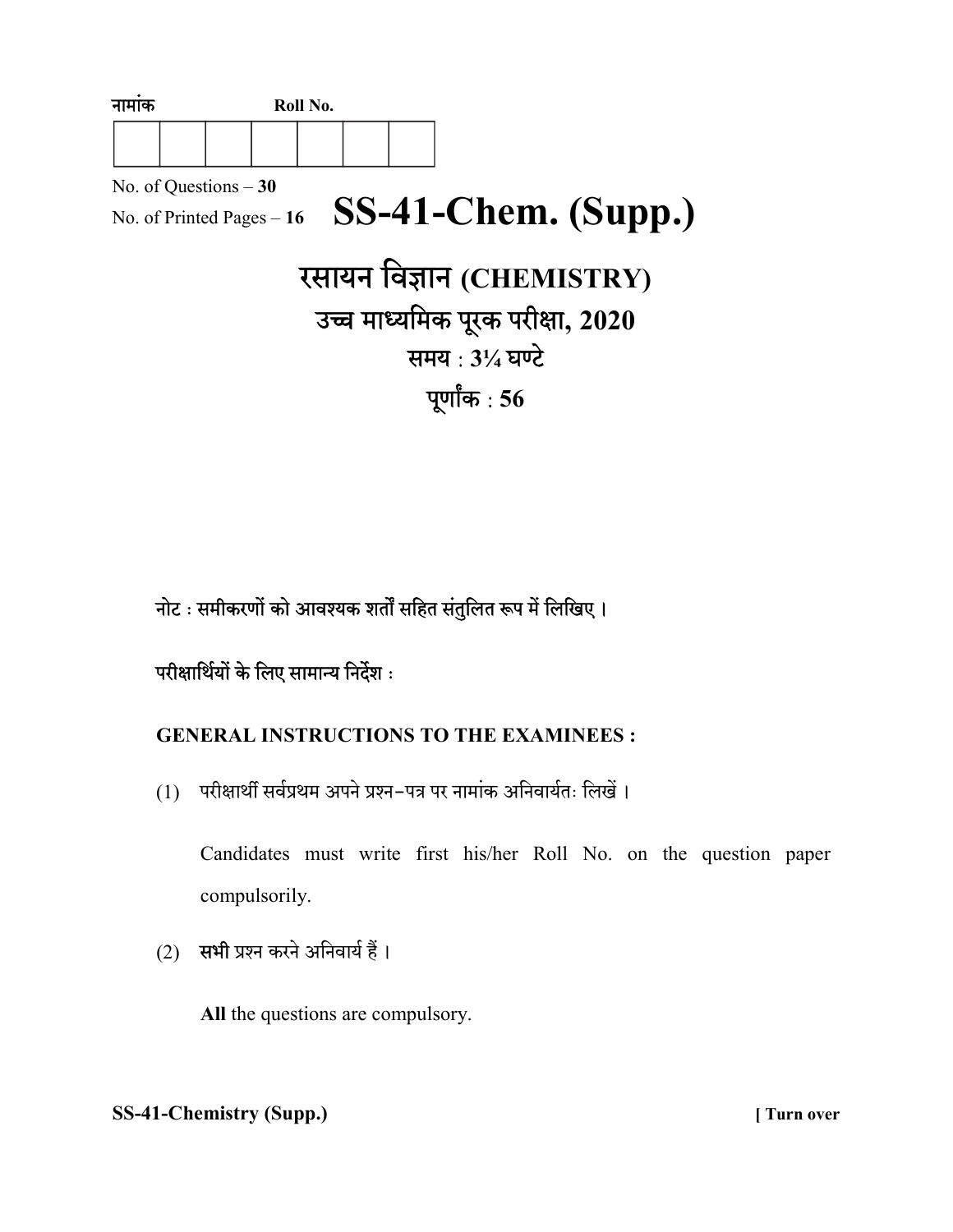नामांक Roll No.

| | | | | | | |
|---|---|---|---|---|---|---|
| | | | | | | |

No. of Questions – **30**

No. of Printed Pages – **16**

# SS-41-Chem. (Supp.)

## रसायन विज्ञान (CHEMISTRY)

### उच्च माध्यमिक पूरक परीक्षा, 2020

**समय : 3¼ घण्टे**

**पूर्णांक : 56**

नोट : समीकरणों को आवश्यक शर्तों सहित संतुलित रूप में लिखिए ।

परीक्षार्थियों के लिए सामान्य निर्देश :

**GENERAL INSTRUCTIONS TO THE EXAMINEES :**

(1) परीक्षार्थी सर्वप्रथम अपने प्रश्न-पत्र पर नामांक अनिवार्यतः लिखें ।

Candidates must write first his/her Roll No. on the question paper compulsorily.

(2) **सभी** प्रश्न करने अनिवार्य हैं ।

**All** the questions are compulsory.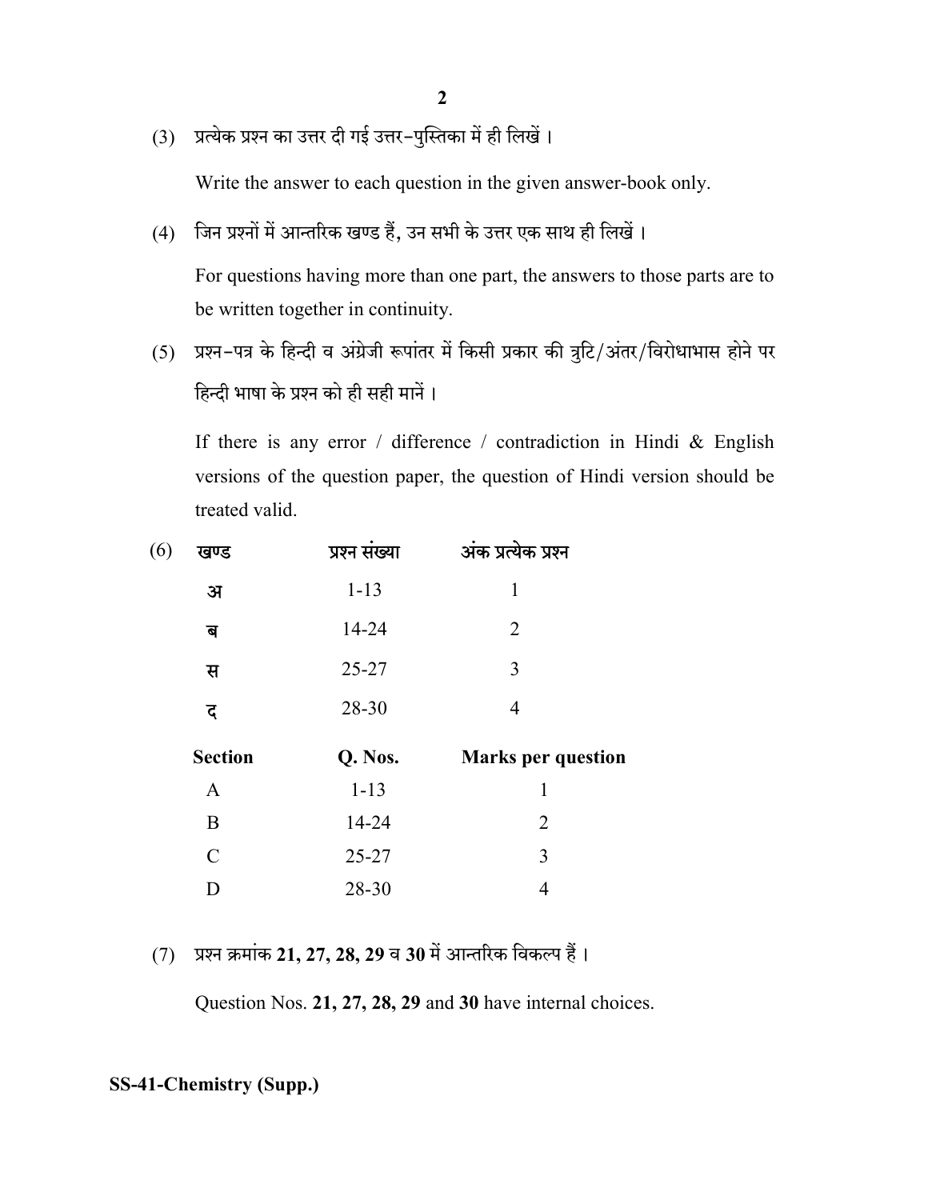(3) प्रत्येक प्रश्न का उत्तर दी गई उत्तर-पुस्तिका में ही लिखें ।

Write the answer to each question in the given answer-book only.

(4) जिन प्रश्नों में आन्तरिक खण्ड हैं, उन सभी के उत्तर एक साथ ही लिखें ।

For questions having more than one part, the answers to those parts are to be written together in continuity.

(5) प्रश्न-पत्र के हिन्दी व अंग्रेजी रूपांतर में किसी प्रकार की त्रुटि/अंतर/विरोधाभास होने पर हिन्दी भाषा के प्रश्न को ही सही मानें ।

If there is any error / difference / contradiction in Hindi & English versions of the question paper, the question of Hindi version should be treated valid.

(6)

| **खण्ड** | **प्रश्न संख्या** | **अंक प्रत्येक प्रश्न** |
|---|---|---|
| अ | 1-13 | 1 |
| ब | 14-24 | 2 |
| स | 25-27 | 3 |
| द | 28-30 | 4 |

| **Section** | **Q. Nos.** | **Marks per question** |
|---|---|---|
| A | 1-13 | 1 |
| B | 14-24 | 2 |
| C | 25-27 | 3 |
| D | 28-30 | 4 |

(7) प्रश्न क्रमांक **21, 27, 28, 29** व **30** में आन्तरिक विकल्प हैं ।

Question Nos. **21, 27, 28, 29** and **30** have internal choices.

**SS-41-Chemistry (Supp.)**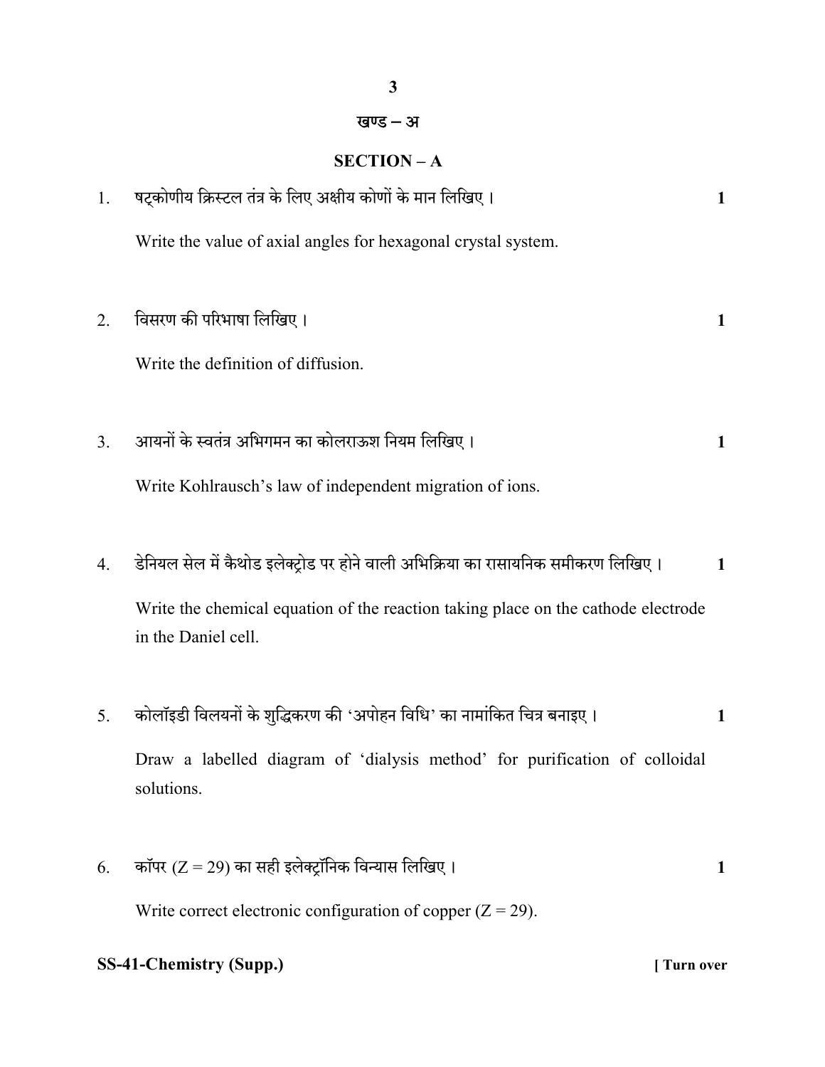## खण्ड – अ

## SECTION – A

1. षट्कोणीय क्रिस्टल तंत्र के लिए अक्षीय कोणों के मान लिखिए। **1**

   Write the value of axial angles for hexagonal crystal system.

2. विसरण की परिभाषा लिखिए। **1**

   Write the definition of diffusion.

3. आयनों के स्वतंत्र अभिगमन का कोलराऊश नियम लिखिए। **1**

   Write Kohlrausch's law of independent migration of ions.

4. डेनियल सेल में कैथोड इलेक्ट्रोड पर होने वाली अभिक्रिया का रासायनिक समीकरण लिखिए। **1**

   Write the chemical equation of the reaction taking place on the cathode electrode in the Daniel cell.

5. कोलॉइडी विलयनों के शुद्धिकरण की 'अपोहन विधि' का नामांकित चित्र बनाइए। **1**

   Draw a labelled diagram of 'dialysis method' for purification of colloidal solutions.

6. कॉपर ($Z = 29$) का सही इलेक्ट्रॉनिक विन्यास लिखिए। **1**

   Write correct electronic configuration of copper ($Z = 29$).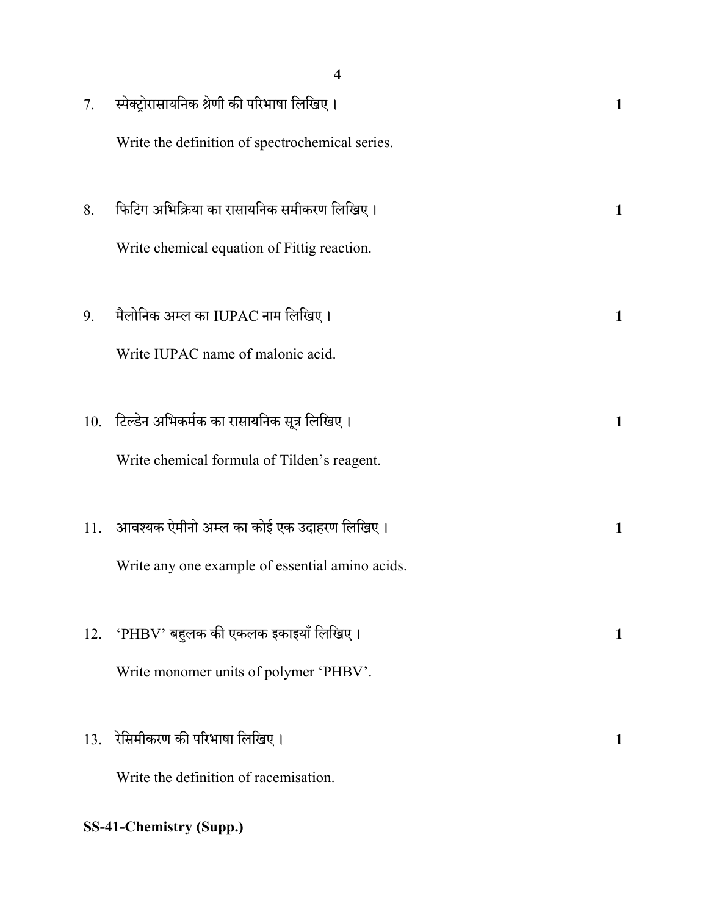7. स्पेक्ट्रोरासायनिक श्रेणी की परिभाषा लिखिए । **1**

   Write the definition of spectrochemical series.

8. फिटिग अभिक्रिया का रासायनिक समीकरण लिखिए । **1**

   Write chemical equation of Fittig reaction.

9. मैलोनिक अम्ल का IUPAC नाम लिखिए । **1**

   Write IUPAC name of malonic acid.

10. टिल्डेन अभिकर्मक का रासायनिक सूत्र लिखिए । **1**

    Write chemical formula of Tilden's reagent.

11. आवश्यक ऐमीनो अम्ल का कोई एक उदाहरण लिखिए । **1**

    Write any one example of essential amino acids.

12. 'PHBV' बहुलक की एकलक इकाइयाँ लिखिए । **1**

    Write monomer units of polymer 'PHBV'.

13. रेसिमीकरण की परिभाषा लिखिए । **1**

    Write the definition of racemisation.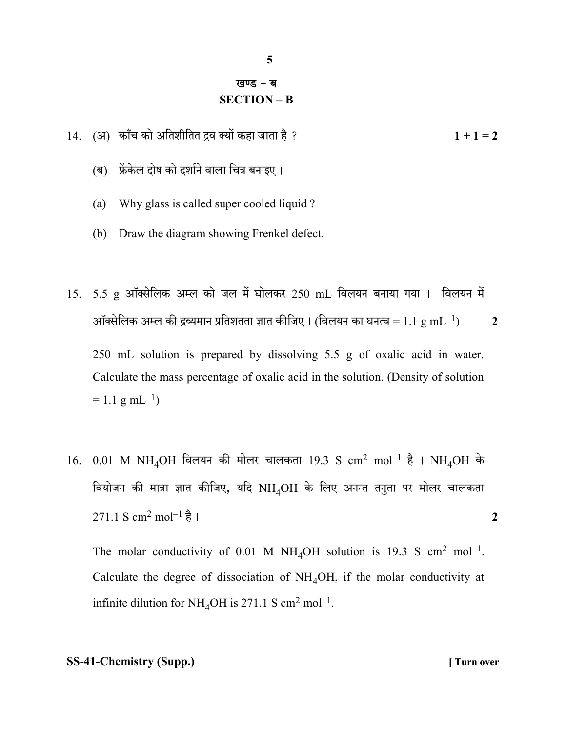## खण्ड – ब
## SECTION – B

14. (अ) काँच को अतिशीतित द्रव क्यों कहा जाता है ? **1 + 1 = 2**

    (ब) फ्रेंकेल दोष को दर्शाने वाला चित्र बनाइए ।

    (a) Why glass is called super cooled liquid ?

    (b) Draw the diagram showing Frenkel defect.

15. 5.5 g ऑक्सेलिक अम्ल को जल में घोलकर 250 mL विलयन बनाया गया । विलयन में ऑक्सेलिक अम्ल की द्रव्यमान प्रतिशतता ज्ञात कीजिए । (विलयन का घनत्व = 1.1 g $mL^{-1}$) **2**

    250 mL solution is prepared by dissolving 5.5 g of oxalic acid in water. Calculate the mass percentage of oxalic acid in the solution. (Density of solution = 1.1 g $mL^{-1}$)

16. 0.01 M $NH_4OH$ विलयन की मोलर चालकता 19.3 S $cm^2$ $mol^{-1}$ है । $NH_4OH$ के वियोजन की मात्रा ज्ञात कीजिए, यदि $NH_4OH$ के लिए अनन्त तनुता पर मोलर चालकता 271.1 S $cm^2$ $mol^{-1}$ है । **2**

    The molar conductivity of 0.01 M $NH_4OH$ solution is 19.3 S $cm^2$ $mol^{-1}$. Calculate the degree of dissociation of $NH_4OH$, if the molar conductivity at infinite dilution for $NH_4OH$ is 271.1 S $cm^2$ $mol^{-1}$.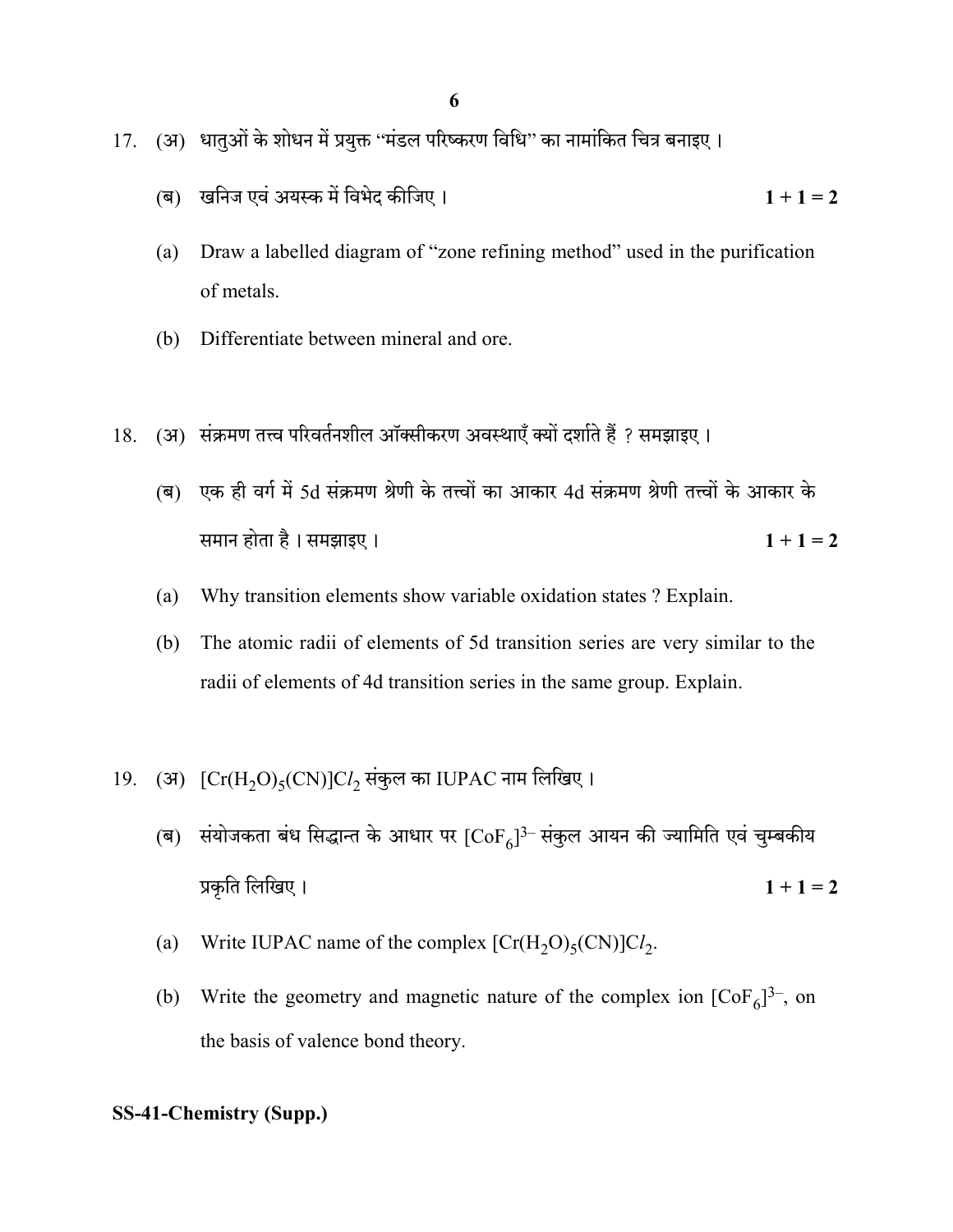17. (अ) धातुओं के शोधन में प्रयुक्त "मंडल परिष्करण विधि" का नामांकित चित्र बनाइए ।

    (ब) खनिज एवं अयस्क में विभेद कीजिए । **1 + 1 = 2**

    (a) Draw a labelled diagram of "zone refining method" used in the purification of metals.

    (b) Differentiate between mineral and ore.

18. (अ) संक्रमण तत्त्व परिवर्तनशील ऑक्सीकरण अवस्थाएँ क्यों दर्शाते हैं ? समझाइए ।

    (ब) एक ही वर्ग में 5d संक्रमण श्रेणी के तत्त्वों का आकार 4d संक्रमण श्रेणी तत्त्वों के आकार के समान होता है । समझाइए । **1 + 1 = 2**

    (a) Why transition elements show variable oxidation states ? Explain.

    (b) The atomic radii of elements of 5d transition series are very similar to the radii of elements of 4d transition series in the same group. Explain.

19. (अ) $[Cr(H_2O)_5(CN)]Cl_2$ संकुल का IUPAC नाम लिखिए ।

    (ब) संयोजकता बंध सिद्धान्त के आधार पर $[CoF_6]^{3-}$ संकुल आयन की ज्यामिति एवं चुम्बकीय प्रकृति लिखिए । **1 + 1 = 2**

    (a) Write IUPAC name of the complex $[Cr(H_2O)_5(CN)]Cl_2$.

    (b) Write the geometry and magnetic nature of the complex ion $[CoF_6]^{3-}$, on the basis of valence bond theory.

**SS-41-Chemistry (Supp.)**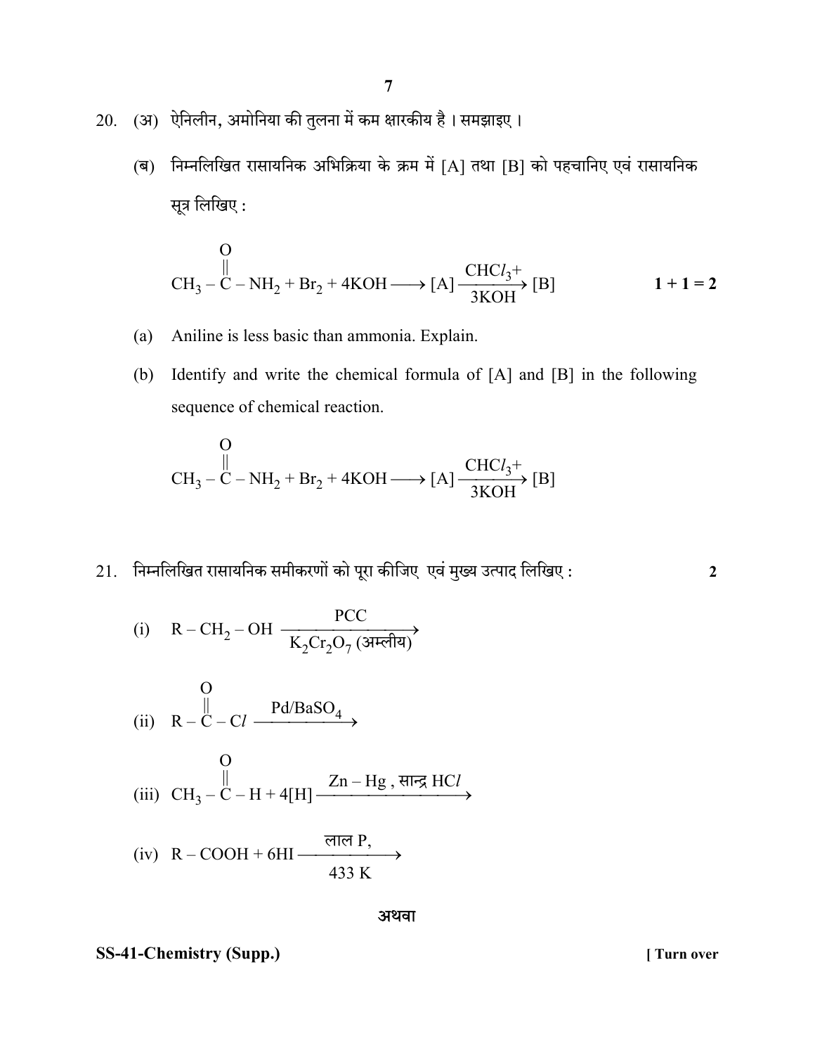20. (अ) ऐनिलीन, अमोनिया की तुलना में कम क्षारकीय है । समझाइए ।

(ब) निम्नलिखित रासायनिक अभिक्रिया के क्रम में [A] तथा [B] को पहचानिए एवं रासायनिक सूत्र लिखिए :

$$CH_3 - \overset{\overset{\displaystyle O}{||}}{C} - NH_2 + Br_2 + 4KOH \longrightarrow [A] \xrightarrow[3KOH]{CHCl_3+} [B]$$

**1 + 1 = 2**

(a) Aniline is less basic than ammonia. Explain.

(b) Identify and write the chemical formula of [A] and [B] in the following sequence of chemical reaction.

$$CH_3 - \overset{\overset{\displaystyle O}{||}}{C} - NH_2 + Br_2 + 4KOH \longrightarrow [A] \xrightarrow[3KOH]{CHCl_3+} [B]$$

21. निम्नलिखित रासायनिक समीकरणों को पूरा कीजिए एवं मुख्य उत्पाद लिखिए : **2**

(i) $R - CH_2 - OH \xrightarrow[K_2Cr_2O_7 \text{ (अम्लीय)}]{PCC}$

(ii) $R - \overset{\overset{\displaystyle O}{||}}{C} - Cl \xrightarrow{Pd/BaSO_4}$

(iii) $CH_3 - \overset{\overset{\displaystyle O}{||}}{C} - H + 4[H] \xrightarrow{Zn - Hg \text{, सान्द्र } HCl}$

(iv) $R - COOH + 6HI \xrightarrow[433\ K]{\text{लाल } P,}$

अथवा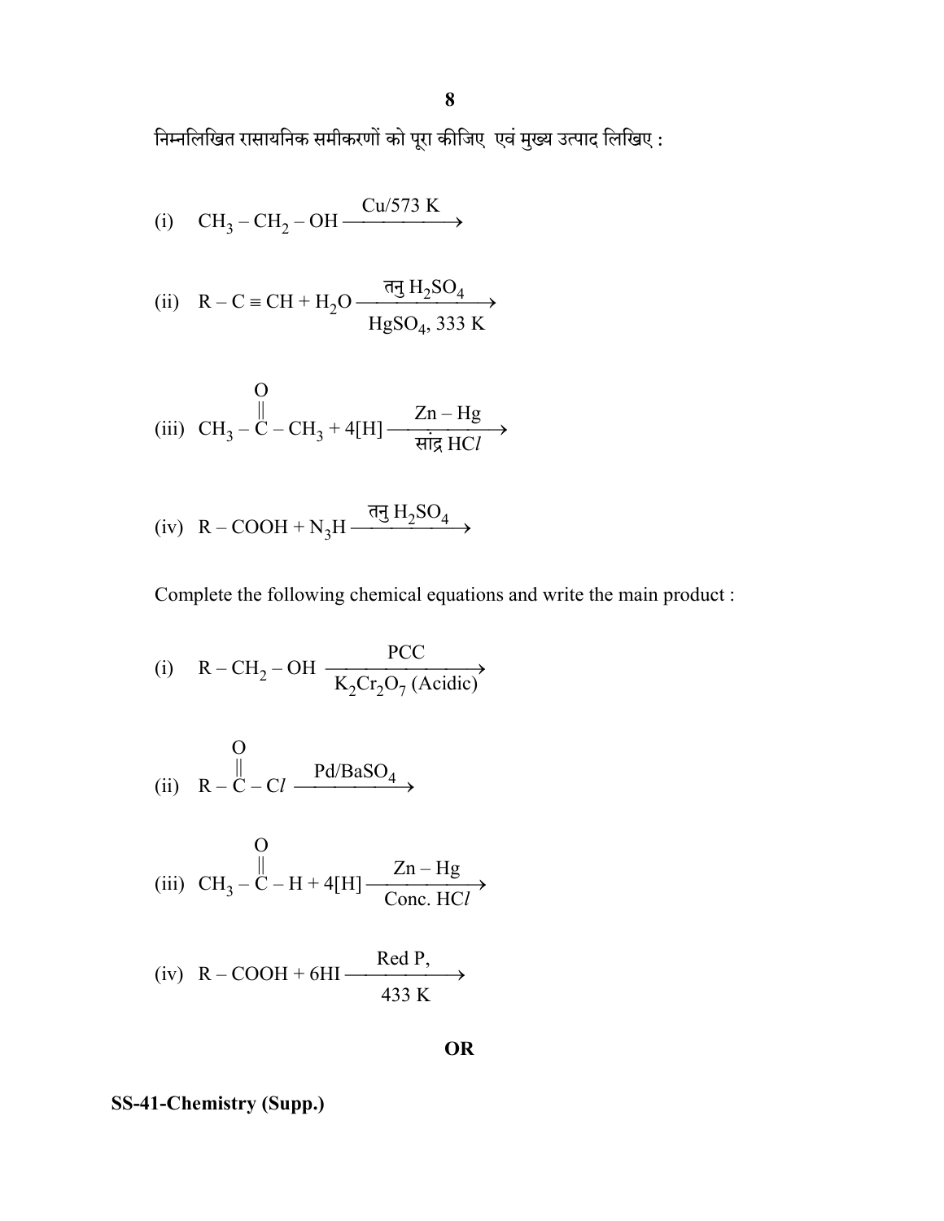निम्नलिखित रासायनिक समीकरणों को पूरा कीजिए एवं मुख्य उत्पाद लिखिए :

(i) $CH_3 - CH_2 - OH \xrightarrow{Cu/573\ K}$

(ii) $R - C \equiv CH + H_2O \xrightarrow[HgSO_4,\ 333\ K]{\text{तनु } H_2SO_4}$

(iii) $CH_3 - \overset{\overset{O}{\|}}{C} - CH_3 + 4[H] \xrightarrow[\text{सांद्र } HCl]{Zn - Hg}$

(iv) $R - COOH + N_3H \xrightarrow{\text{तनु } H_2SO_4}$

Complete the following chemical equations and write the main product :

(i) $R - CH_2 - OH \xrightarrow[K_2Cr_2O_7\ (Acidic)]{PCC}$

(ii) $R - \overset{\overset{O}{\|}}{C} - Cl \xrightarrow{Pd/BaSO_4}$

(iii) $CH_3 - \overset{\overset{O}{\|}}{C} - H + 4[H] \xrightarrow[Conc.\ HCl]{Zn - Hg}$

(iv) $R - COOH + 6HI \xrightarrow[433\ K]{Red\ P,}$

**OR**

**SS-41-Chemistry (Supp.)**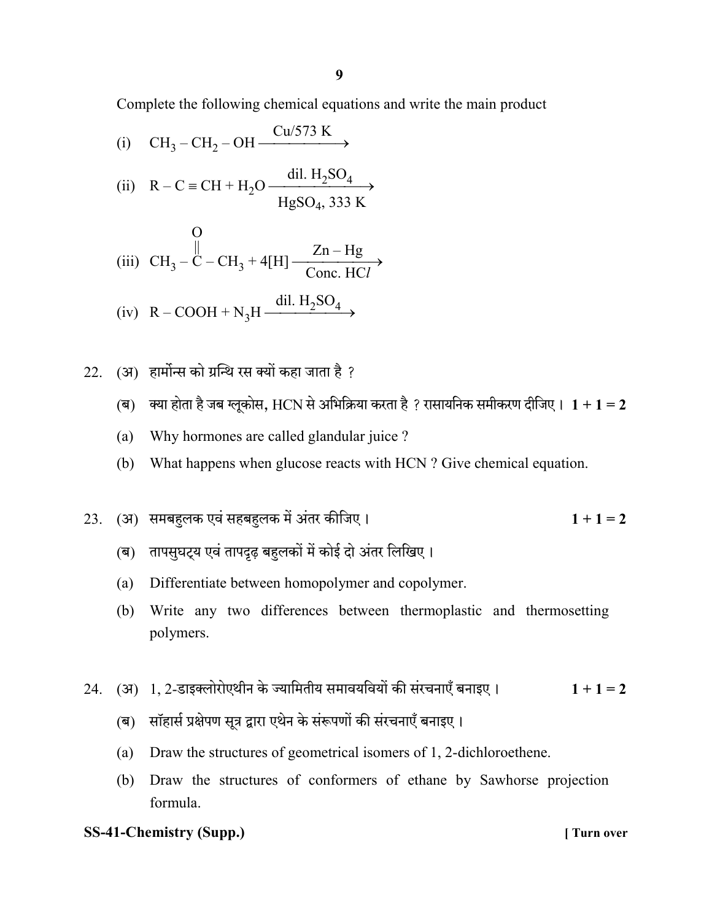Complete the following chemical equations and write the main product

(i) $CH_3 - CH_2 - OH \xrightarrow{Cu/573\ K}$

(ii) $R - C \equiv CH + H_2O \xrightarrow[HgSO_4,\ 333\ K]{dil.\ H_2SO_4}$

(iii) $CH_3 - \overset{\overset{O}{||}}{C} - CH_3 + 4[H] \xrightarrow[Conc.\ HCl]{Zn - Hg}$

(iv) $R - COOH + N_3H \xrightarrow{dil.\ H_2SO_4}$

22. (अ) हार्मोन्स को ग्रन्थि रस क्यों कहा जाता है ?

(ब) क्या होता है जब ग्लूकोस, HCN से अभिक्रिया करता है ? रासायनिक समीकरण दीजिए। **1 + 1 = 2**

(a) Why hormones are called glandular juice ?

(b) What happens when glucose reacts with HCN ? Give chemical equation.

23. (अ) समबहुलक एवं सहबहुलक में अंतर कीजिए। **1 + 1 = 2**

(ब) तापसुघट्य एवं तापदृढ़ बहुलकों में कोई दो अंतर लिखिए।

(a) Differentiate between homopolymer and copolymer.

(b) Write any two differences between thermoplastic and thermosetting polymers.

24. (अ) 1, 2-डाइक्लोरोएथीन के ज्यामितीय समावयवियों की संरचनाएँ बनाइए। **1 + 1 = 2**

(ब) सॉहार्स प्रक्षेपण सूत्र द्वारा एथेन के संरूपणों की संरचनाएँ बनाइए।

(a) Draw the structures of geometrical isomers of 1, 2-dichloroethene.

(b) Draw the structures of conformers of ethane by Sawhorse projection formula.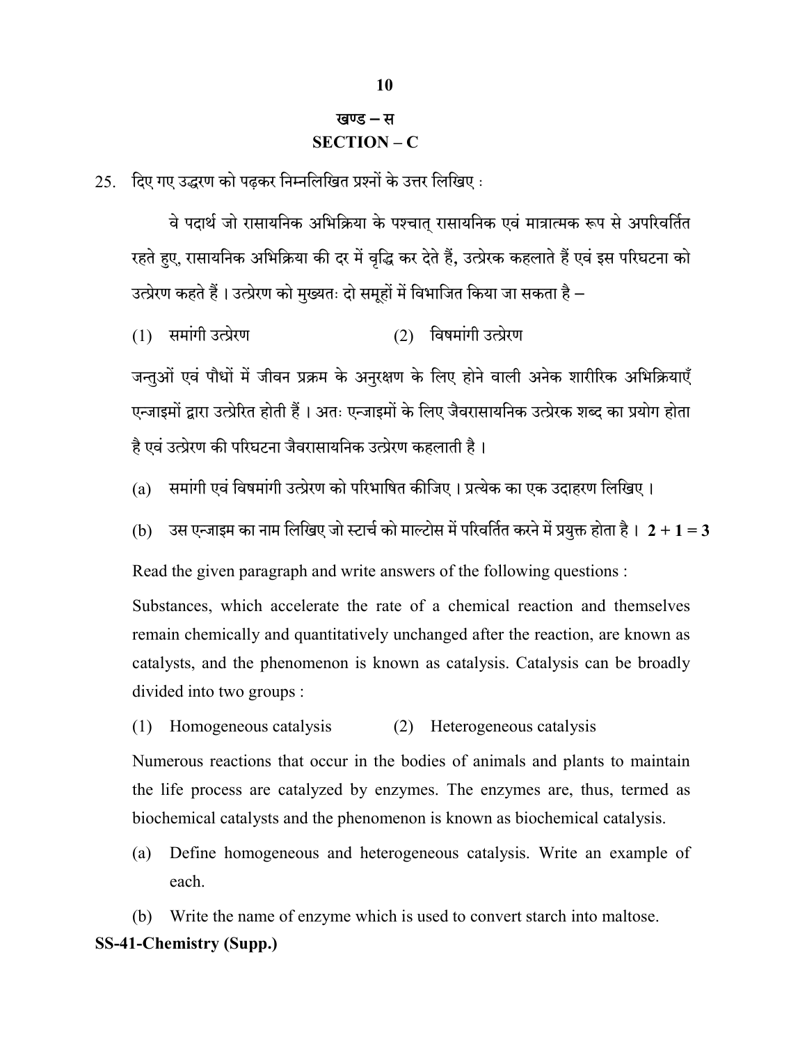## खण्ड – स
## SECTION – C

25. दिए गए उद्धरण को पढ़कर निम्नलिखित प्रश्नों के उत्तर लिखिए :

वे पदार्थ जो रासायनिक अभिक्रिया के पश्चात् रासायनिक एवं मात्रात्मक रूप से अपरिवर्तित रहते हुए, रासायनिक अभिक्रिया की दर में वृद्धि कर देते हैं, उत्प्रेरक कहलाते हैं एवं इस परिघटना को उत्प्रेरण कहते हैं । उत्प्रेरण को मुख्यतः दो समूहों में विभाजित किया जा सकता है –

(1) समांगी उत्प्रेरण (2) विषमांगी उत्प्रेरण

जन्तुओं एवं पौधों में जीवन प्रक्रम के अनुरक्षण के लिए होने वाली अनेक शारीरिक अभिक्रियाएँ एन्जाइमों द्वारा उत्प्रेरित होती हैं । अतः एन्जाइमों के लिए जैवरासायनिक उत्प्रेरक शब्द का प्रयोग होता है एवं उत्प्रेरण की परिघटना जैवरासायनिक उत्प्रेरण कहलाती है ।

(a) समांगी एवं विषमांगी उत्प्रेरण को परिभाषित कीजिए । प्रत्येक का एक उदाहरण लिखिए ।

(b) उस एन्जाइम का नाम लिखिए जो स्टार्च को माल्टोस में परिवर्तित करने में प्रयुक्त होता है । **2 + 1 = 3**

Read the given paragraph and write answers of the following questions :

Substances, which accelerate the rate of a chemical reaction and themselves remain chemically and quantitatively unchanged after the reaction, are known as catalysts, and the phenomenon is known as catalysis. Catalysis can be broadly divided into two groups :

(1) Homogeneous catalysis (2) Heterogeneous catalysis

Numerous reactions that occur in the bodies of animals and plants to maintain the life process are catalyzed by enzymes. The enzymes are, thus, termed as biochemical catalysts and the phenomenon is known as biochemical catalysis.

(a) Define homogeneous and heterogeneous catalysis. Write an example of each.

(b) Write the name of enzyme which is used to convert starch into maltose.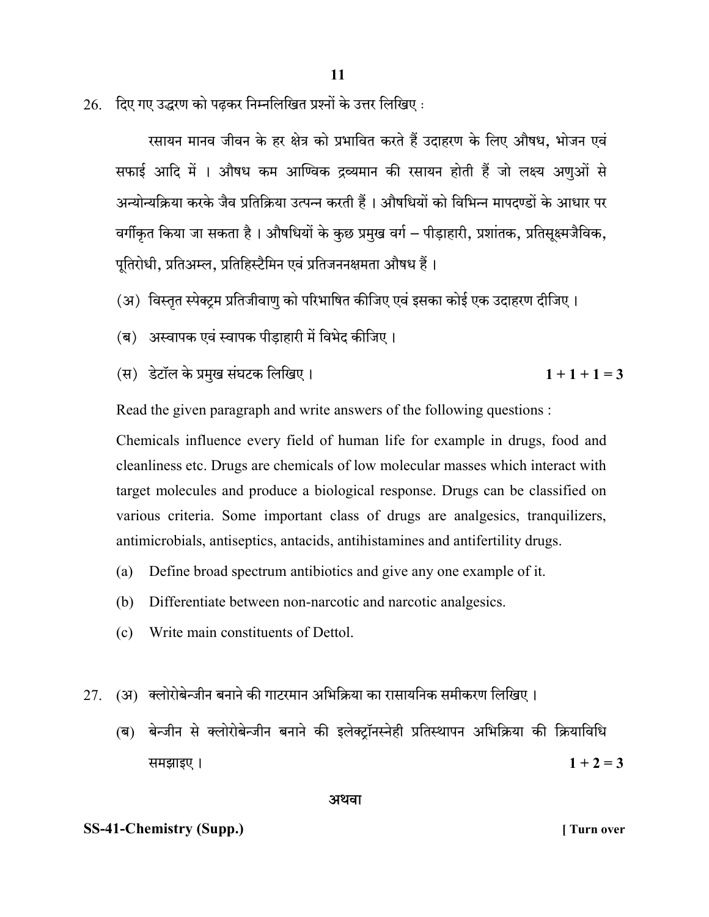26. दिए गए उद्धरण को पढ़कर निम्नलिखित प्रश्नों के उत्तर लिखिए :

रसायन मानव जीवन के हर क्षेत्र को प्रभावित करते हैं उदाहरण के लिए औषध, भोजन एवं सफाई आदि में । औषध कम आण्विक द्रव्यमान की रसायन होती हैं जो लक्ष्य अणुओं से अन्योन्यक्रिया करके जैव प्रतिक्रिया उत्पन्न करती हैं । औषधियों को विभिन्न मापदण्डों के आधार पर वर्गीकृत किया जा सकता है । औषधियों के कुछ प्रमुख वर्ग – पीड़ाहारी, प्रशांतक, प्रतिसूक्ष्मजैविक, पूतिरोधी, प्रतिअम्ल, प्रतिहिस्टैमिन एवं प्रतिजननक्षमता औषध हैं ।

(अ) विस्तृत स्पेक्ट्रम प्रतिजीवाणु को परिभाषित कीजिए एवं इसका कोई एक उदाहरण दीजिए ।

(ब) अस्वापक एवं स्वापक पीड़ाहारी में विभेद कीजिए ।

(स) डेटॉल के प्रमुख संघटक लिखिए । **1 + 1 + 1 = 3**

Read the given paragraph and write answers of the following questions :

Chemicals influence every field of human life for example in drugs, food and cleanliness etc. Drugs are chemicals of low molecular masses which interact with target molecules and produce a biological response. Drugs can be classified on various criteria. Some important class of drugs are analgesics, tranquilizers, antimicrobials, antiseptics, antacids, antihistamines and antifertility drugs.

(a) Define broad spectrum antibiotics and give any one example of it.

(b) Differentiate between non-narcotic and narcotic analgesics.

(c) Write main constituents of Dettol.

27. (अ) क्लोरोबेन्जीन बनाने की गाटरमान अभिक्रिया का रासायनिक समीकरण लिखिए ।

(ब) बेन्जीन से क्लोरोबेन्जीन बनाने की इलेक्ट्रॉनस्नेही प्रतिस्थापन अभिक्रिया की क्रियाविधि समझाइए । **1 + 2 = 3**

अथवा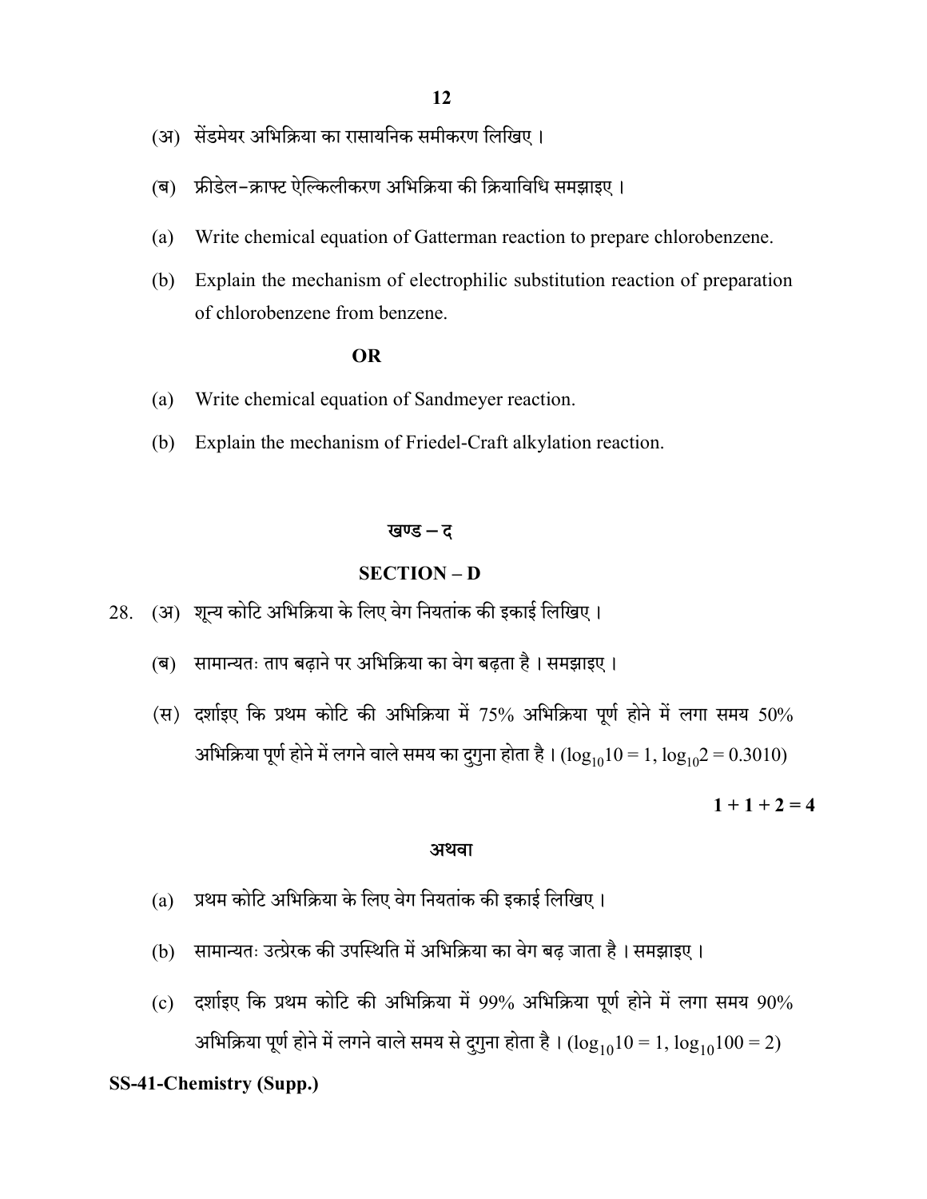(अ) सेंडमेयर अभिक्रिया का रासायनिक समीकरण लिखिए।

(ब) फ्रीडेल–क्राफ्ट ऐल्किलीकरण अभिक्रिया की क्रियाविधि समझाइए।

(a) Write chemical equation of Gatterman reaction to prepare chlorobenzene.

(b) Explain the mechanism of electrophilic substitution reaction of preparation of chlorobenzene from benzene.

**OR**

(a) Write chemical equation of Sandmeyer reaction.

(b) Explain the mechanism of Friedel-Craft alkylation reaction.

## खण्ड – द

## SECTION – D

28. (अ) शून्य कोटि अभिक्रिया के लिए वेग नियतांक की इकाई लिखिए।

(ब) सामान्यतः ताप बढ़ाने पर अभिक्रिया का वेग बढ़ता है। समझाइए।

(स) दर्शाइए कि प्रथम कोटि की अभिक्रिया में 75% अभिक्रिया पूर्ण होने में लगा समय 50% अभिक्रिया पूर्ण होने में लगने वाले समय का दुगुना होता है। ($\log_{10}10 = 1$, $\log_{10}2 = 0.3010$)

**1 + 1 + 2 = 4**

**अथवा**

(a) प्रथम कोटि अभिक्रिया के लिए वेग नियतांक की इकाई लिखिए।

(b) सामान्यतः उत्प्रेरक की उपस्थिति में अभिक्रिया का वेग बढ़ जाता है। समझाइए।

(c) दर्शाइए कि प्रथम कोटि की अभिक्रिया में 99% अभिक्रिया पूर्ण होने में लगा समय 90% अभिक्रिया पूर्ण होने में लगने वाले समय से दुगुना होता है। ($\log_{10}10 = 1$, $\log_{10}100 = 2$)

**SS-41-Chemistry (Supp.)**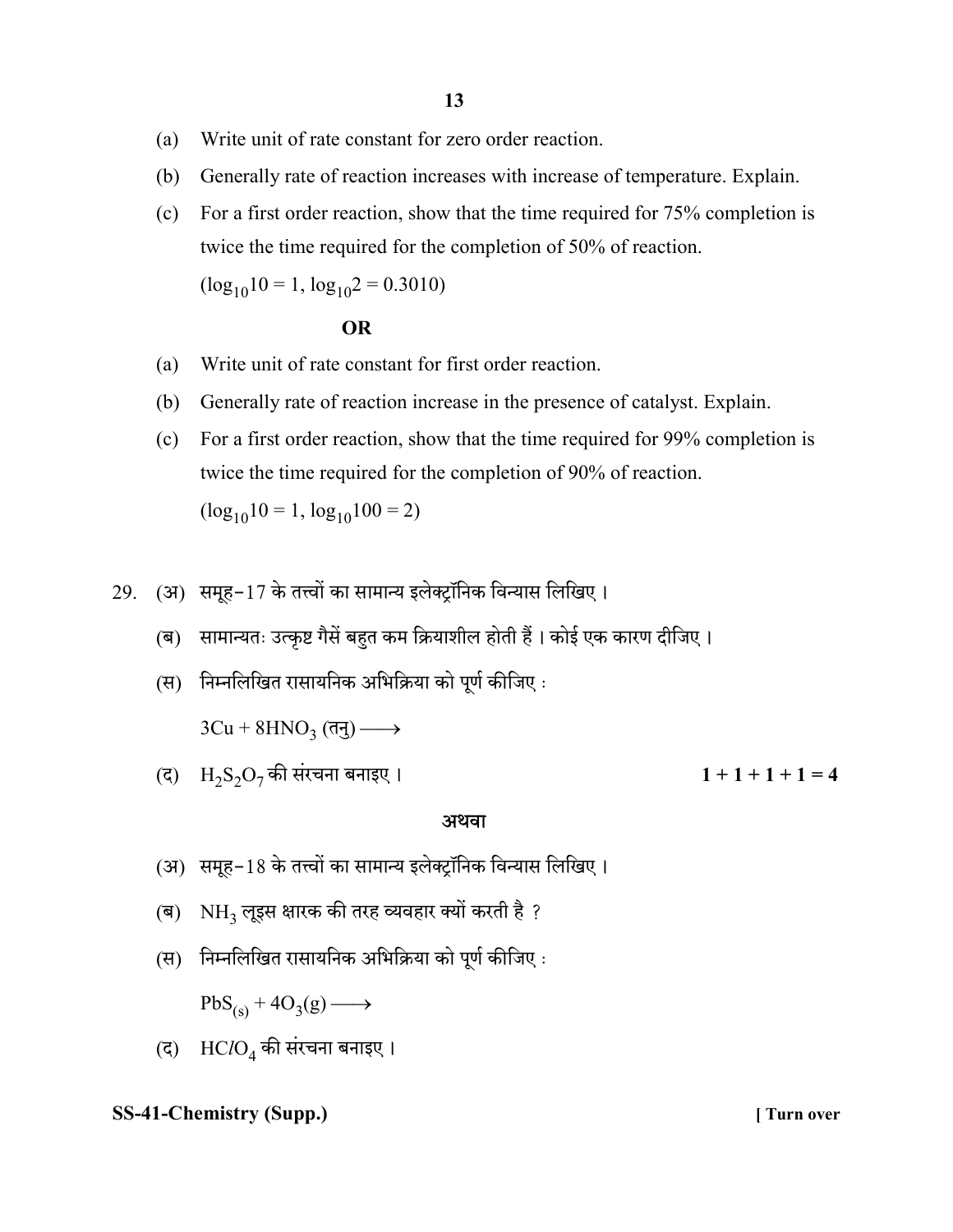(a) Write unit of rate constant for zero order reaction.

(b) Generally rate of reaction increases with increase of temperature. Explain.

(c) For a first order reaction, show that the time required for 75% completion is twice the time required for the completion of 50% of reaction.

$(\log_{10}10 = 1, \log_{10}2 = 0.3010)$

**OR**

(a) Write unit of rate constant for first order reaction.

(b) Generally rate of reaction increase in the presence of catalyst. Explain.

(c) For a first order reaction, show that the time required for 99% completion is twice the time required for the completion of 90% of reaction.

$(\log_{10}10 = 1, \log_{10}100 = 2)$

29. (अ) समूह–17 के तत्त्वों का सामान्य इलेक्ट्रॉनिक विन्यास लिखिए ।

(ब) सामान्यतः उत्कृष्ट गैसें बहुत कम क्रियाशील होती हैं । कोई एक कारण दीजिए ।

(स) निम्नलिखित रासायनिक अभिक्रिया को पूर्ण कीजिए :

$3Cu + 8HNO_3$ (तनु) $\longrightarrow$

(द) $H_2S_2O_7$ की संरचना बनाइए । **1 + 1 + 1 + 1 = 4**

**अथवा**

(अ) समूह–18 के तत्त्वों का सामान्य इलेक्ट्रॉनिक विन्यास लिखिए ।

(ब) $NH_3$ लूइस क्षारक की तरह व्यवहार क्यों करती है ?

(स) निम्नलिखित रासायनिक अभिक्रिया को पूर्ण कीजिए :

$PbS_{(s)} + 4O_3(g) \longrightarrow$

(द) $HClO_4$ की संरचना बनाइए ।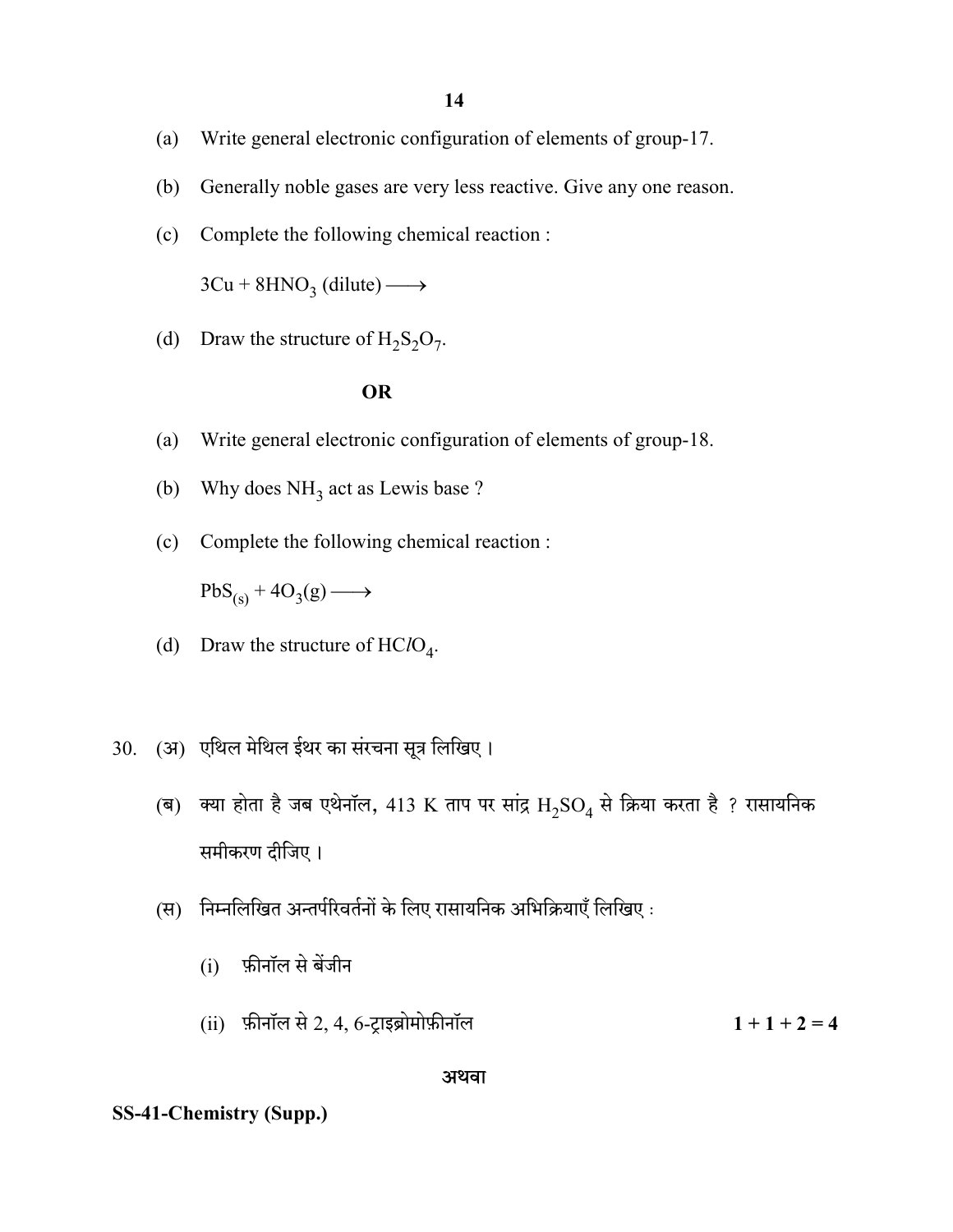(a) Write general electronic configuration of elements of group-17.

(b) Generally noble gases are very less reactive. Give any one reason.

(c) Complete the following chemical reaction :

$3Cu + 8HNO_3$ (dilute) $\longrightarrow$

(d) Draw the structure of $H_2S_2O_7$.

**OR**

(a) Write general electronic configuration of elements of group-18.

(b) Why does $NH_3$ act as Lewis base ?

(c) Complete the following chemical reaction :

$PbS_{(s)} + 4O_3(g) \longrightarrow$

(d) Draw the structure of $HClO_4$.

30. (अ) एथिल मेथिल ईथर का संरचना सूत्र लिखिए ।

(ब) क्या होता है जब एथेनॉल, 413 K ताप पर सांद्र $H_2SO_4$ से क्रिया करता है ? रासायनिक समीकरण दीजिए ।

(स) निम्नलिखित अन्तर्परिवर्तनों के लिए रासायनिक अभिक्रियाएँ लिखिए :

(i) फ़ीनॉल से बेंजीन

(ii) फ़ीनॉल से 2, 4, 6-ट्राइब्रोमोफ़ीनॉल **1 + 1 + 2 = 4**

अथवा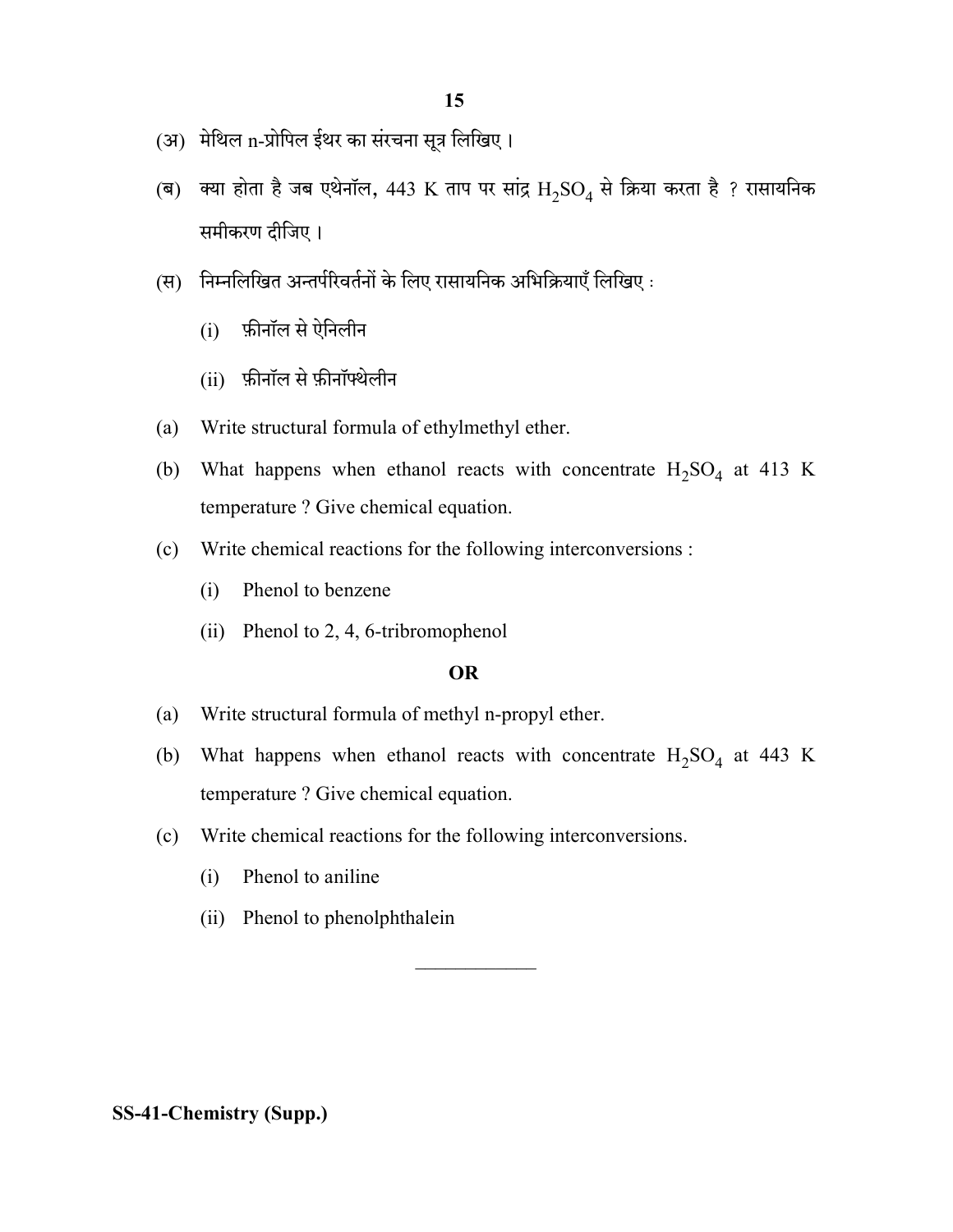(अ) मेथिल n-प्रोपिल ईथर का संरचना सूत्र लिखिए ।

(ब) क्या होता है जब एथेनॉल, 443 K ताप पर सांद्र $H_2SO_4$ से क्रिया करता है ? रासायनिक समीकरण दीजिए ।

(स) निम्नलिखित अन्तर्परिवर्तनों के लिए रासायनिक अभिक्रियाएँ लिखिए :

  (i) फ़ीनॉल से ऐनिलीन

  (ii) फ़ीनॉल से फ़ीनॉफ्थेलीन

(a) Write structural formula of ethylmethyl ether.

(b) What happens when ethanol reacts with concentrate $H_2SO_4$ at 413 K temperature ? Give chemical equation.

(c) Write chemical reactions for the following interconversions :

  (i) Phenol to benzene

  (ii) Phenol to 2, 4, 6-tribromophenol

**OR**

(a) Write structural formula of methyl n-propyl ether.

(b) What happens when ethanol reacts with concentrate $H_2SO_4$ at 443 K temperature ? Give chemical equation.

(c) Write chemical reactions for the following interconversions.

  (i) Phenol to aniline

  (ii) Phenol to phenolphthalein

---

**SS-41-Chemistry (Supp.)**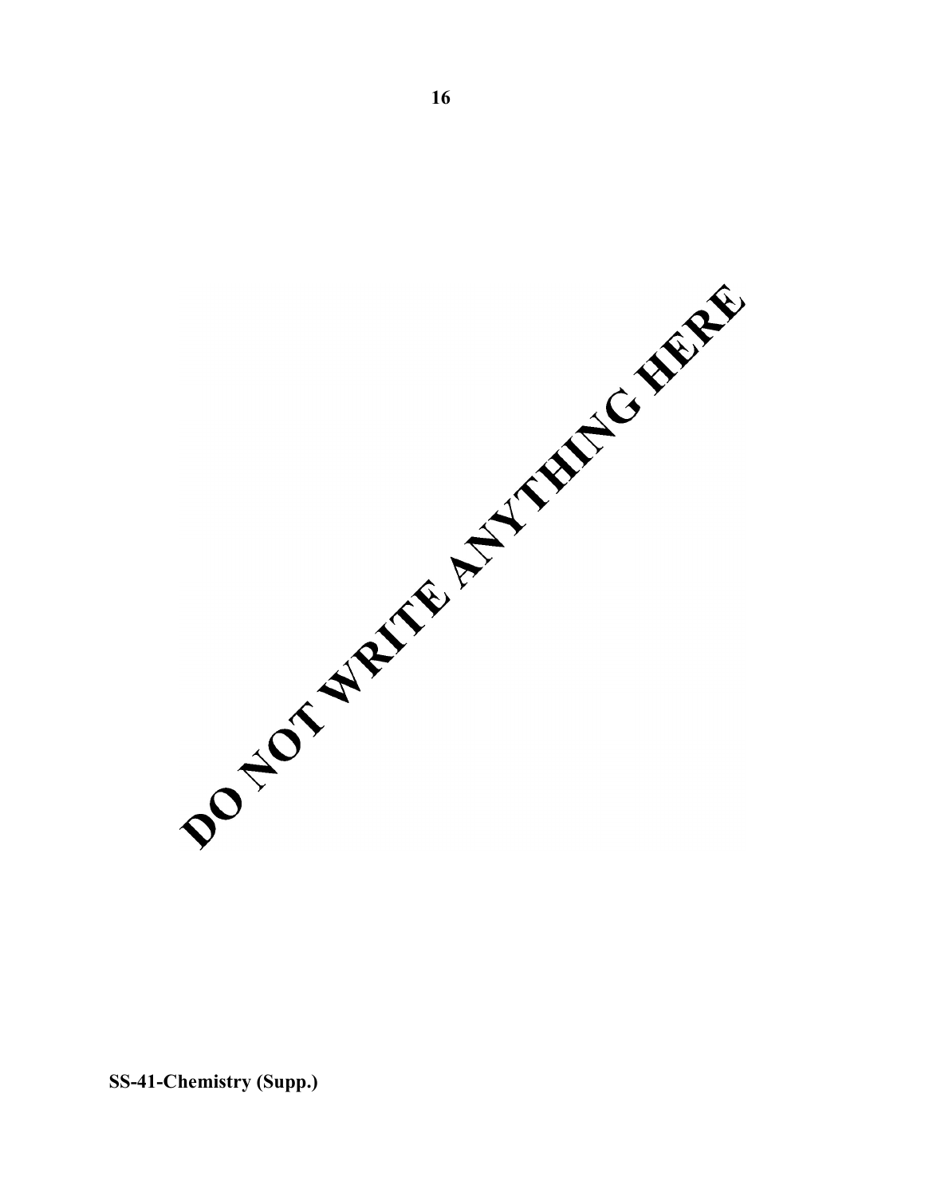DO NOT WRITE ANYTHING HERE